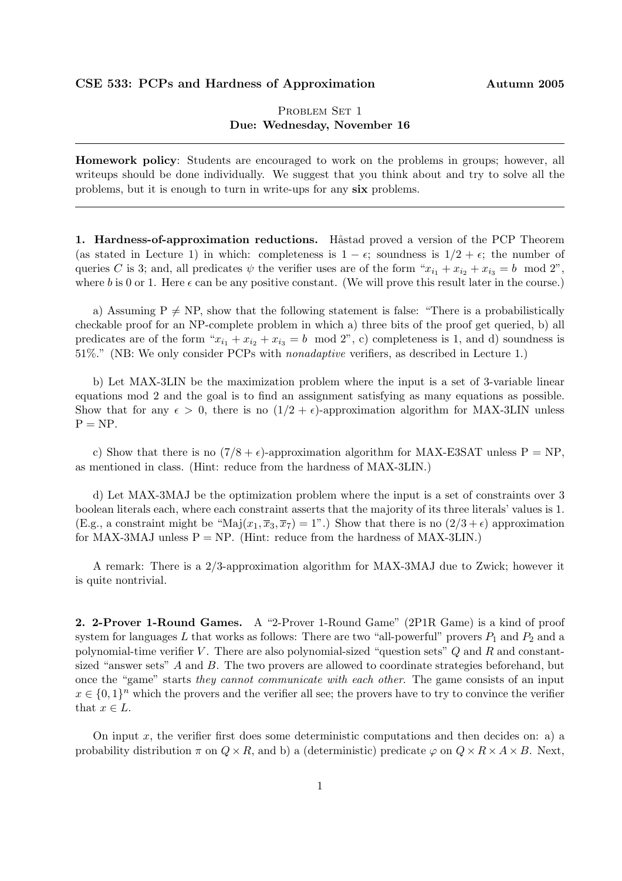**CSE 533: PCPs and Hardness of Approximation** **Autumn 2005**

Problem Set 1
**Due: Wednesday, November 16**

---

**Homework policy**: Students are encouraged to work on the problems in groups; however, all writeups should be done individually. We suggest that you think about and try to solve all the problems, but it is enough to turn in write-ups for any **six** problems.

---

**1. Hardness-of-approximation reductions.** Håstad proved a version of the PCP Theorem (as stated in Lecture 1) in which: completeness is $1 - \epsilon$; soundness is $1/2 + \epsilon$; the number of queries $C$ is 3; and, all predicates $\psi$ the verifier uses are of the form "$x_{i_1} + x_{i_2} + x_{i_3} = b \mod 2$", where $b$ is 0 or 1. Here $\epsilon$ can be any positive constant. (We will prove this result later in the course.)

a) Assuming P $\neq$ NP, show that the following statement is false: "There is a probabilistically checkable proof for an NP-complete problem in which a) three bits of the proof get queried, b) all predicates are of the form "$x_{i_1} + x_{i_2} + x_{i_3} = b \mod 2$", c) completeness is 1, and d) soundness is 51%." (NB: We only consider PCPs with *nonadaptive* verifiers, as described in Lecture 1.)

b) Let MAX-3LIN be the maximization problem where the input is a set of 3-variable linear equations mod 2 and the goal is to find an assignment satisfying as many equations as possible. Show that for any $\epsilon > 0$, there is no $(1/2 + \epsilon)$-approximation algorithm for MAX-3LIN unless P = NP.

c) Show that there is no $(7/8 + \epsilon)$-approximation algorithm for MAX-E3SAT unless P = NP, as mentioned in class. (Hint: reduce from the hardness of MAX-3LIN.)

d) Let MAX-3MAJ be the optimization problem where the input is a set of constraints over 3 boolean literals each, where each constraint asserts that the majority of its three literals' values is 1. (E.g., a constraint might be "$\text{Maj}(x_1, \overline{x}_3, \overline{x}_7) = 1$".) Show that there is no $(2/3 + \epsilon)$ approximation for MAX-3MAJ unless P = NP. (Hint: reduce from the hardness of MAX-3LIN.)

A remark: There is a 2/3-approximation algorithm for MAX-3MAJ due to Zwick; however it is quite nontrivial.

**2. 2-Prover 1-Round Games.** A "2-Prover 1-Round Game" (2P1R Game) is a kind of proof system for languages $L$ that works as follows: There are two "all-powerful" provers $P_1$ and $P_2$ and a polynomial-time verifier $V$. There are also polynomial-sized "question sets" $Q$ and $R$ and constant-sized "answer sets" $A$ and $B$. The two provers are allowed to coordinate strategies beforehand, but once the "game" starts *they cannot communicate with each other*. The game consists of an input $x \in \{0,1\}^n$ which the provers and the verifier all see; the provers have to try to convince the verifier that $x \in L$.

On input $x$, the verifier first does some deterministic computations and then decides on: a) a probability distribution $\pi$ on $Q \times R$, and b) a (deterministic) predicate $\varphi$ on $Q \times R \times A \times B$. Next,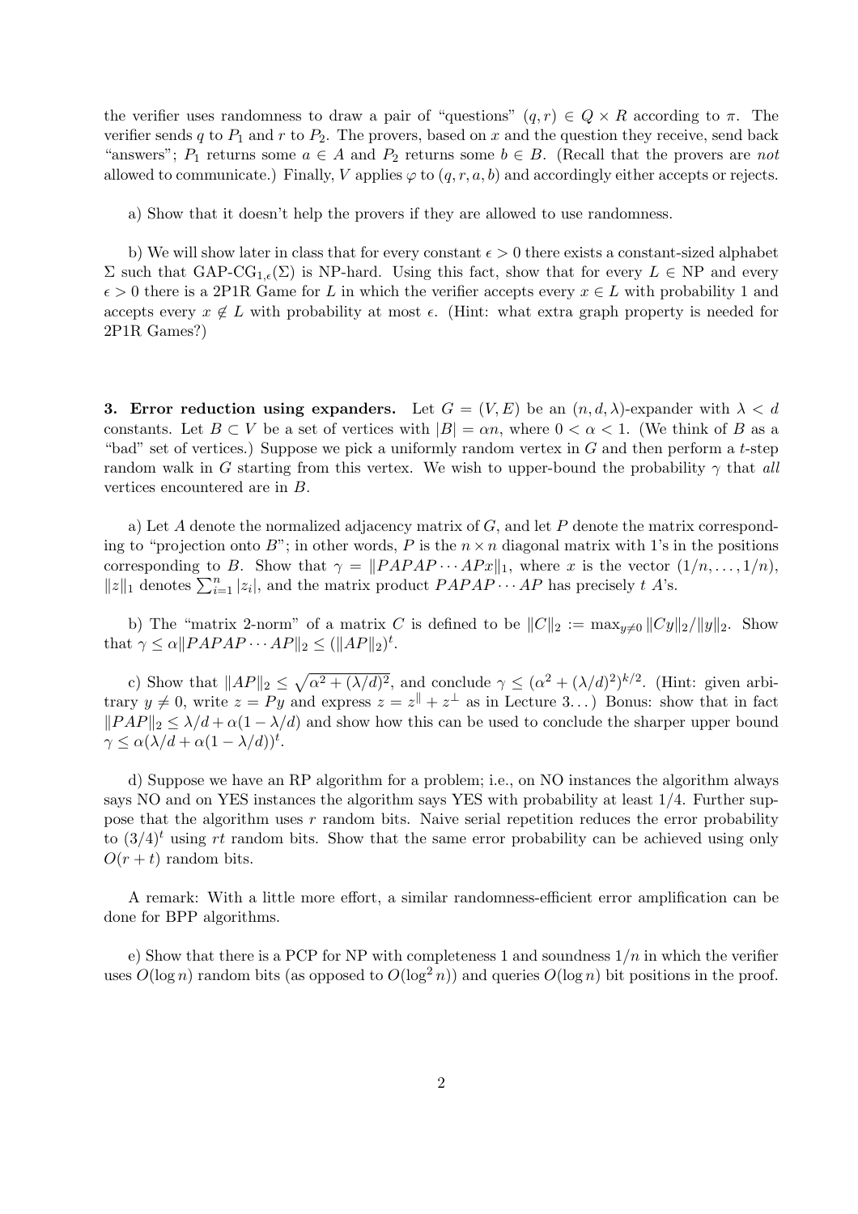the verifier uses randomness to draw a pair of "questions" $(q, r) \in Q \times R$ according to $\pi$. The verifier sends $q$ to $P_1$ and $r$ to $P_2$. The provers, based on $x$ and the question they receive, send back "answers"; $P_1$ returns some $a \in A$ and $P_2$ returns some $b \in B$. (Recall that the provers are *not* allowed to communicate.) Finally, $V$ applies $\varphi$ to $(q, r, a, b)$ and accordingly either accepts or rejects.

a) Show that it doesn't help the provers if they are allowed to use randomness.

b) We will show later in class that for every constant $\epsilon > 0$ there exists a constant-sized alphabet $\Sigma$ such that GAP-CG$_{1,\epsilon}(\Sigma)$ is NP-hard. Using this fact, show that for every $L \in$ NP and every $\epsilon > 0$ there is a 2P1R Game for $L$ in which the verifier accepts every $x \in L$ with probability 1 and accepts every $x \notin L$ with probability at most $\epsilon$. (Hint: what extra graph property is needed for 2P1R Games?)

**3. Error reduction using expanders.** Let $G = (V, E)$ be an $(n, d, \lambda)$-expander with $\lambda < d$ constants. Let $B \subset V$ be a set of vertices with $|B| = \alpha n$, where $0 < \alpha < 1$. (We think of $B$ as a "bad" set of vertices.) Suppose we pick a uniformly random vertex in $G$ and then perform a $t$-step random walk in $G$ starting from this vertex. We wish to upper-bound the probability $\gamma$ that *all* vertices encountered are in $B$.

a) Let $A$ denote the normalized adjacency matrix of $G$, and let $P$ denote the matrix corresponding to "projection onto $B$"; in other words, $P$ is the $n \times n$ diagonal matrix with 1's in the positions corresponding to $B$. Show that $\gamma = \|PAPAP \cdots APx\|_1$, where $x$ is the vector $(1/n, \ldots, 1/n)$, $\|z\|_1$ denotes $\sum_{i=1}^{n} |z_i|$, and the matrix product $PAPAP \cdots AP$ has precisely $t$ $A$'s.

b) The "matrix 2-norm" of a matrix $C$ is defined to be $\|C\|_2 := \max_{y \neq 0} \|Cy\|_2 / \|y\|_2$. Show that $\gamma \leq \alpha \|PAPAP \cdots AP\|_2 \leq (\|AP\|_2)^t$.

c) Show that $\|AP\|_2 \leq \sqrt{\alpha^2 + (\lambda/d)^2}$, and conclude $\gamma \leq (\alpha^2 + (\lambda/d)^2)^{k/2}$. (Hint: given arbitrary $y \neq 0$, write $z = Py$ and express $z = z^{\parallel} + z^{\perp}$ as in Lecture 3...) Bonus: show that in fact $\|PAP\|_2 \leq \lambda/d + \alpha(1 - \lambda/d)$ and show how this can be used to conclude the sharper upper bound $\gamma \leq \alpha(\lambda/d + \alpha(1 - \lambda/d))^t$.

d) Suppose we have an RP algorithm for a problem; i.e., on NO instances the algorithm always says NO and on YES instances the algorithm says YES with probability at least 1/4. Further suppose that the algorithm uses $r$ random bits. Naive serial repetition reduces the error probability to $(3/4)^t$ using $rt$ random bits. Show that the same error probability can be achieved using only $O(r + t)$ random bits.

A remark: With a little more effort, a similar randomness-efficient error amplification can be done for BPP algorithms.

e) Show that there is a PCP for NP with completeness 1 and soundness $1/n$ in which the verifier uses $O(\log n)$ random bits (as opposed to $O(\log^2 n)$) and queries $O(\log n)$ bit positions in the proof.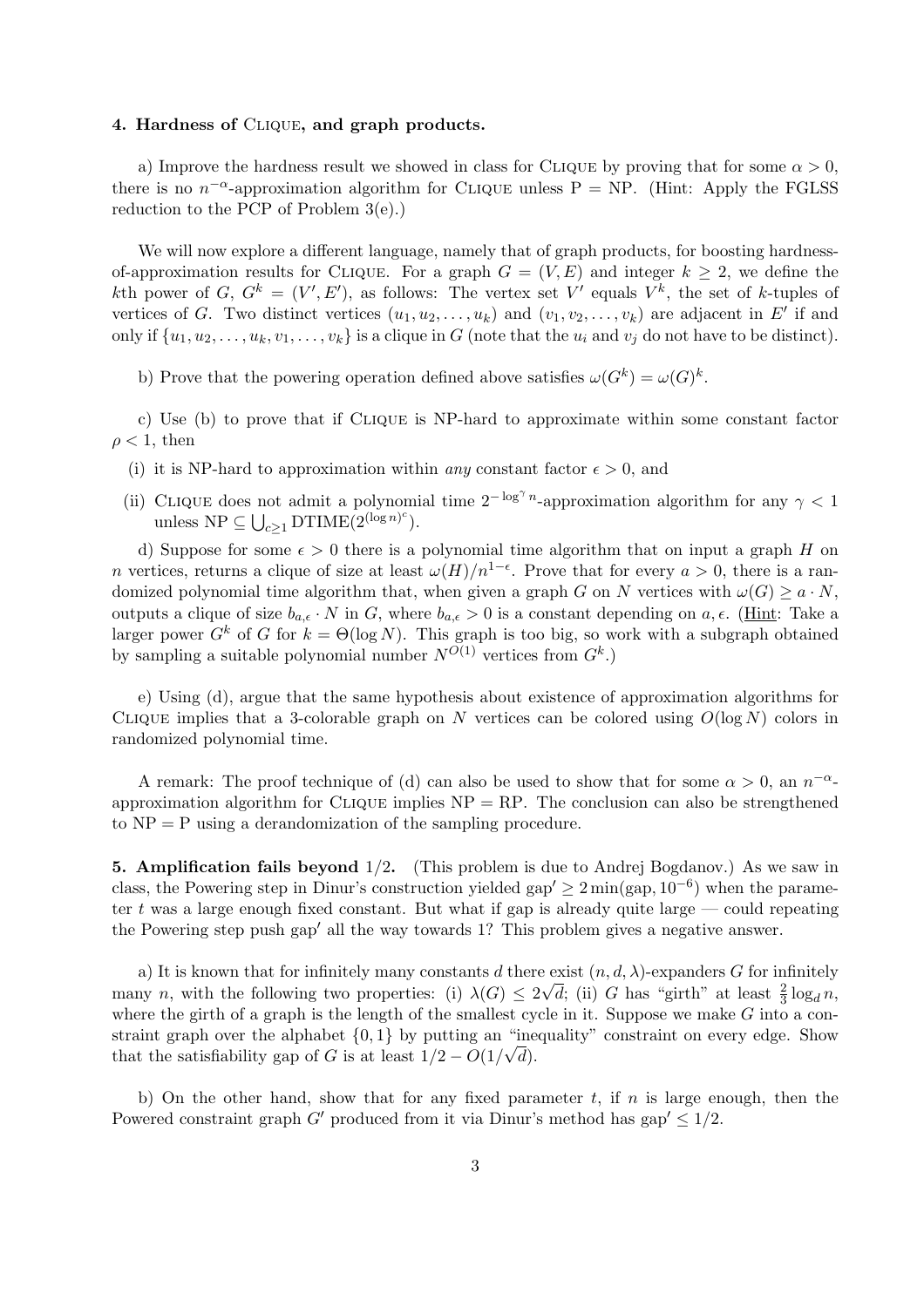**4. Hardness of Clique, and graph products.**

a) Improve the hardness result we showed in class for Clique by proving that for some $\alpha > 0$, there is no $n^{-\alpha}$-approximation algorithm for Clique unless P = NP. (Hint: Apply the FGLSS reduction to the PCP of Problem 3(e).)

We will now explore a different language, namely that of graph products, for boosting hardness-of-approximation results for Clique. For a graph $G = (V, E)$ and integer $k \geq 2$, we define the $k$th power of $G$, $G^k = (V', E')$, as follows: The vertex set $V'$ equals $V^k$, the set of $k$-tuples of vertices of $G$. Two distinct vertices $(u_1, u_2, \ldots, u_k)$ and $(v_1, v_2, \ldots, v_k)$ are adjacent in $E'$ if and only if $\{u_1, u_2, \ldots, u_k, v_1, \ldots, v_k\}$ is a clique in $G$ (note that the $u_i$ and $v_j$ do not have to be distinct).

b) Prove that the powering operation defined above satisfies $\omega(G^k) = \omega(G)^k$.

c) Use (b) to prove that if Clique is NP-hard to approximate within some constant factor $\rho < 1$, then

(i) it is NP-hard to approximation within *any* constant factor $\epsilon > 0$, and

(ii) Clique does not admit a polynomial time $2^{-\log^\gamma n}$-approximation algorithm for any $\gamma < 1$ unless $\mathrm{NP} \subseteq \bigcup_{c \geq 1} \mathrm{DTIME}(2^{(\log n)^c})$.

d) Suppose for some $\epsilon > 0$ there is a polynomial time algorithm that on input a graph $H$ on $n$ vertices, returns a clique of size at least $\omega(H)/n^{1-\epsilon}$. Prove that for every $a > 0$, there is a randomized polynomial time algorithm that, when given a graph $G$ on $N$ vertices with $\omega(G) \geq a \cdot N$, outputs a clique of size $b_{a,\epsilon} \cdot N$ in $G$, where $b_{a,\epsilon} > 0$ is a constant depending on $a, \epsilon$. (Hint: Take a larger power $G^k$ of $G$ for $k = \Theta(\log N)$. This graph is too big, so work with a subgraph obtained by sampling a suitable polynomial number $N^{O(1)}$ vertices from $G^k$.)

e) Using (d), argue that the same hypothesis about existence of approximation algorithms for Clique implies that a 3-colorable graph on $N$ vertices can be colored using $O(\log N)$ colors in randomized polynomial time.

A remark: The proof technique of (d) can also be used to show that for some $\alpha > 0$, an $n^{-\alpha}$-approximation algorithm for Clique implies NP = RP. The conclusion can also be strengthened to NP = P using a derandomization of the sampling procedure.

**5. Amplification fails beyond 1/2.** (This problem is due to Andrej Bogdanov.) As we saw in class, the Powering step in Dinur's construction yielded $\mathrm{gap}' \geq 2\min(\mathrm{gap}, 10^{-6})$ when the parameter $t$ was a large enough fixed constant. But what if gap is already quite large — could repeating the Powering step push gap′ all the way towards 1? This problem gives a negative answer.

a) It is known that for infinitely many constants $d$ there exist $(n, d, \lambda)$-expanders $G$ for infinitely many $n$, with the following two properties: (i) $\lambda(G) \leq 2\sqrt{d}$; (ii) $G$ has "girth" at least $\frac{2}{3}\log_d n$, where the girth of a graph is the length of the smallest cycle in it. Suppose we make $G$ into a constraint graph over the alphabet $\{0, 1\}$ by putting an "inequality" constraint on every edge. Show that the satisfiability gap of $G$ is at least $1/2 - O(1/\sqrt{d})$.

b) On the other hand, show that for any fixed parameter $t$, if $n$ is large enough, then the Powered constraint graph $G'$ produced from it via Dinur's method has $\mathrm{gap}' \leq 1/2$.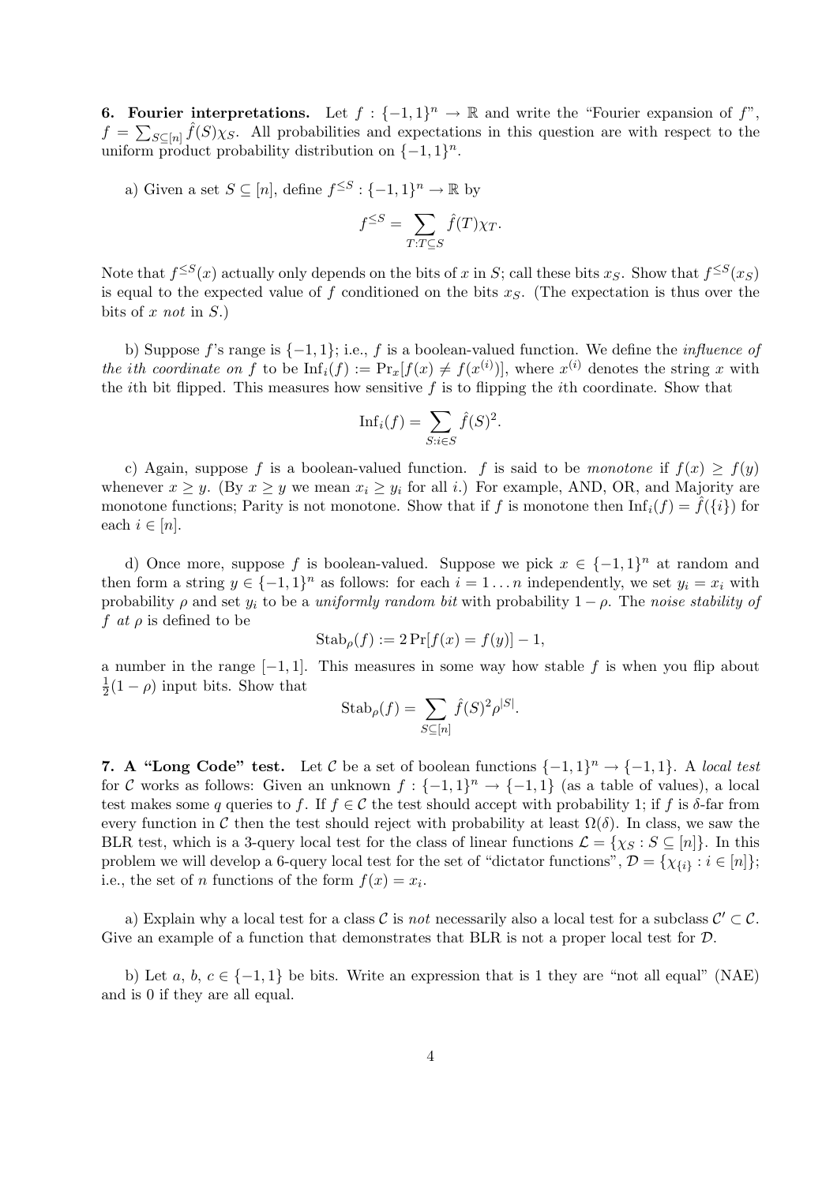**6. Fourier interpretations.** Let $f : \{-1,1\}^n \to \mathbb{R}$ and write the "Fourier expansion of $f$", $f = \sum_{S \subseteq [n]} \hat{f}(S)\chi_S$. All probabilities and expectations in this question are with respect to the uniform product probability distribution on $\{-1,1\}^n$.

a) Given a set $S \subseteq [n]$, define $f^{\leq S} : \{-1,1\}^n \to \mathbb{R}$ by

$$f^{\leq S} = \sum_{T : T \subseteq S} \hat{f}(T)\chi_T.$$

Note that $f^{\leq S}(x)$ actually only depends on the bits of $x$ in $S$; call these bits $x_S$. Show that $f^{\leq S}(x_S)$ is equal to the expected value of $f$ conditioned on the bits $x_S$. (The expectation is thus over the bits of $x$ *not* in $S$.)

b) Suppose $f$'s range is $\{-1,1\}$; i.e., $f$ is a boolean-valued function. We define the *influence of the ith coordinate on* $f$ to be $\mathrm{Inf}_i(f) := \Pr_x[f(x) \neq f(x^{(i)})]$, where $x^{(i)}$ denotes the string $x$ with the $i$th bit flipped. This measures how sensitive $f$ is to flipping the $i$th coordinate. Show that

$$\mathrm{Inf}_i(f) = \sum_{S : i \in S} \hat{f}(S)^2.$$

c) Again, suppose $f$ is a boolean-valued function. $f$ is said to be *monotone* if $f(x) \geq f(y)$ whenever $x \geq y$. (By $x \geq y$ we mean $x_i \geq y_i$ for all $i$.) For example, AND, OR, and Majority are monotone functions; Parity is not monotone. Show that if $f$ is monotone then $\mathrm{Inf}_i(f) = \hat{f}(\{i\})$ for each $i \in [n]$.

d) Once more, suppose $f$ is boolean-valued. Suppose we pick $x \in \{-1,1\}^n$ at random and then form a string $y \in \{-1,1\}^n$ as follows: for each $i = 1 \ldots n$ independently, we set $y_i = x_i$ with probability $\rho$ and set $y_i$ to be a *uniformly random bit* with probability $1 - \rho$. The *noise stability of* $f$ *at* $\rho$ is defined to be

$$\mathrm{Stab}_\rho(f) := 2\Pr[f(x) = f(y)] - 1,$$

a number in the range $[-1,1]$. This measures in some way how stable $f$ is when you flip about $\frac{1}{2}(1-\rho)$ input bits. Show that

$$\mathrm{Stab}_\rho(f) = \sum_{S \subseteq [n]} \hat{f}(S)^2 \rho^{|S|}.$$

**7. A "Long Code" test.** Let $\mathcal{C}$ be a set of boolean functions $\{-1,1\}^n \to \{-1,1\}$. A *local test* for $\mathcal{C}$ works as follows: Given an unknown $f : \{-1,1\}^n \to \{-1,1\}$ (as a table of values), a local test makes some $q$ queries to $f$. If $f \in \mathcal{C}$ the test should accept with probability 1; if $f$ is $\delta$-far from every function in $\mathcal{C}$ then the test should reject with probability at least $\Omega(\delta)$. In class, we saw the BLR test, which is a 3-query local test for the class of linear functions $\mathcal{L} = \{\chi_S : S \subseteq [n]\}$. In this problem we will develop a 6-query local test for the set of "dictator functions", $\mathcal{D} = \{\chi_{\{i\}} : i \in [n]\}$; i.e., the set of $n$ functions of the form $f(x) = x_i$.

a) Explain why a local test for a class $\mathcal{C}$ is *not* necessarily also a local test for a subclass $\mathcal{C}' \subset \mathcal{C}$. Give an example of a function that demonstrates that BLR is not a proper local test for $\mathcal{D}$.

b) Let $a$, $b$, $c \in \{-1,1\}$ be bits. Write an expression that is 1 they are "not all equal" (NAE) and is 0 if they are all equal.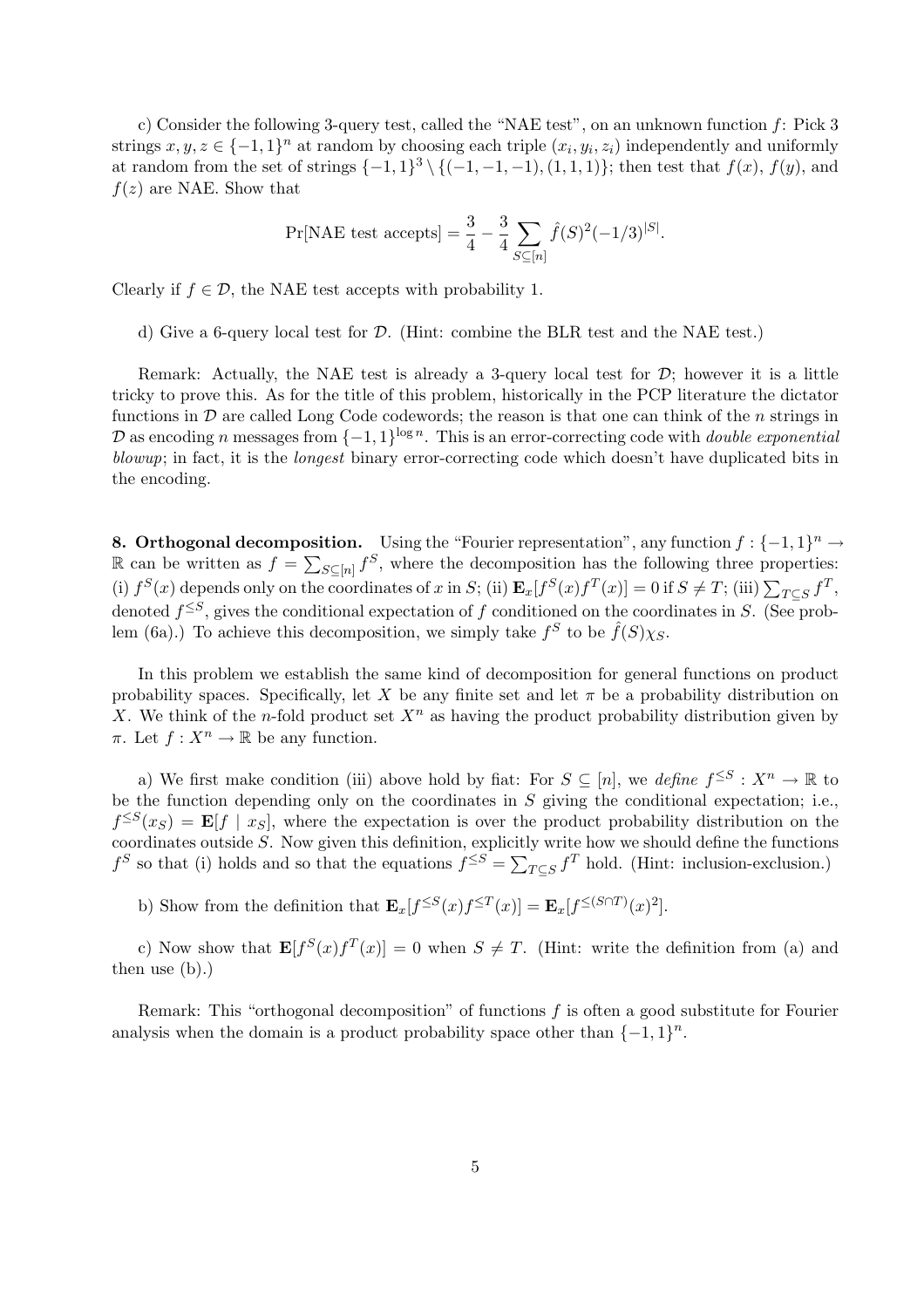c) Consider the following 3-query test, called the "NAE test", on an unknown function $f$: Pick 3 strings $x, y, z \in \{-1,1\}^n$ at random by choosing each triple $(x_i, y_i, z_i)$ independently and uniformly at random from the set of strings $\{-1,1\}^3 \setminus \{(-1,-1,-1),(1,1,1)\}$; then test that $f(x)$, $f(y)$, and $f(z)$ are NAE. Show that

$$\Pr[\text{NAE test accepts}] = \frac{3}{4} - \frac{3}{4}\sum_{S\subseteq[n]} \hat{f}(S)^2(-1/3)^{|S|}.$$

Clearly if $f \in \mathcal{D}$, the NAE test accepts with probability 1.

d) Give a 6-query local test for $\mathcal{D}$. (Hint: combine the BLR test and the NAE test.)

Remark: Actually, the NAE test is already a 3-query local test for $\mathcal{D}$; however it is a little tricky to prove this. As for the title of this problem, historically in the PCP literature the dictator functions in $\mathcal{D}$ are called Long Code codewords; the reason is that one can think of the $n$ strings in $\mathcal{D}$ as encoding $n$ messages from $\{-1,1\}^{\log n}$. This is an error-correcting code with *double exponential blowup*; in fact, it is the *longest* binary error-correcting code which doesn't have duplicated bits in the encoding.

**8. Orthogonal decomposition.** Using the "Fourier representation", any function $f : \{-1,1\}^n \to \mathbb{R}$ can be written as $f = \sum_{S\subseteq[n]} f^S$, where the decomposition has the following three properties: (i) $f^S(x)$ depends only on the coordinates of $x$ in $S$; (ii) $\mathbf{E}_x[f^S(x)f^T(x)] = 0$ if $S \neq T$; (iii) $\sum_{T\subseteq S} f^T$, denoted $f^{\leq S}$, gives the conditional expectation of $f$ conditioned on the coordinates in $S$. (See problem (6a).) To achieve this decomposition, we simply take $f^S$ to be $\hat{f}(S)\chi_S$.

In this problem we establish the same kind of decomposition for general functions on product probability spaces. Specifically, let $X$ be any finite set and let $\pi$ be a probability distribution on $X$. We think of the $n$-fold product set $X^n$ as having the product probability distribution given by $\pi$. Let $f : X^n \to \mathbb{R}$ be any function.

a) We first make condition (iii) above hold by fiat: For $S \subseteq [n]$, we *define* $f^{\leq S} : X^n \to \mathbb{R}$ to be the function depending only on the coordinates in $S$ giving the conditional expectation; i.e., $f^{\leq S}(x_S) = \mathbf{E}[f \mid x_S]$, where the expectation is over the product probability distribution on the coordinates outside $S$. Now given this definition, explicitly write how we should define the functions $f^S$ so that (i) holds and so that the equations $f^{\leq S} = \sum_{T\subseteq S} f^T$ hold. (Hint: inclusion-exclusion.)

b) Show from the definition that $\mathbf{E}_x[f^{\leq S}(x)f^{\leq T}(x)] = \mathbf{E}_x[f^{\leq(S\cap T)}(x)^2]$.

c) Now show that $\mathbf{E}[f^S(x)f^T(x)] = 0$ when $S \neq T$. (Hint: write the definition from (a) and then use (b).)

Remark: This "orthogonal decomposition" of functions $f$ is often a good substitute for Fourier analysis when the domain is a product probability space other than $\{-1,1\}^n$.